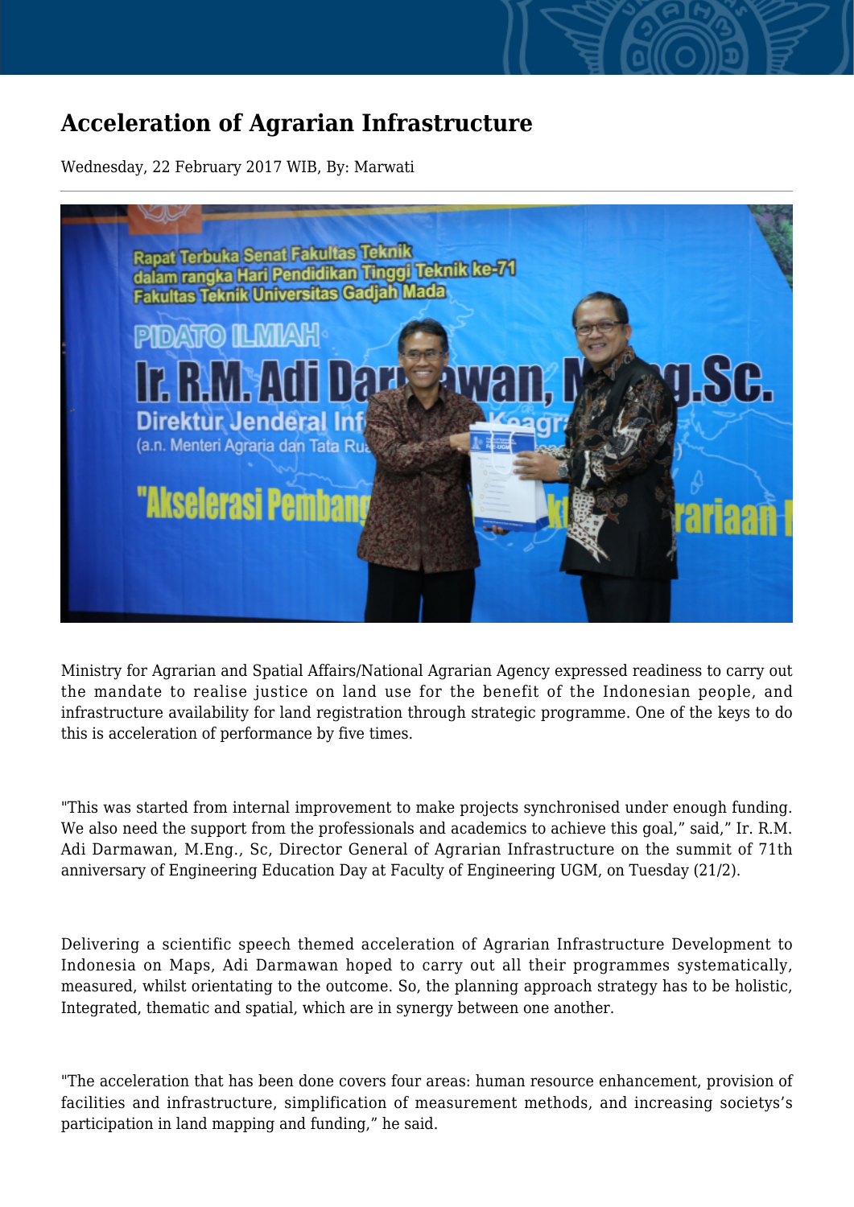# Acceleration of Agrarian Infrastructure

Wednesday, 22 February 2017 WIB, By: Marwati

Ministry for Agrarian and Spatial Affairs/National Agrarian Agency expressed readiness to carry out the mandate to realise justice on land use for the benefit of the Indonesian people, and infrastructure availability for land registration through strategic programme. One of the keys to do this is acceleration of performance by five times.

"This was started from internal improvement to make projects synchronised under enough funding. We also need the support from the professionals and academics to achieve this goal," said," Ir. R.M. Adi Darmawan, M.Eng., Sc, Director General of Agrarian Infrastructure on the summit of 71th anniversary of Engineering Education Day at Faculty of Engineering UGM, on Tuesday (21/2).

Delivering a scientific speech themed acceleration of Agrarian Infrastructure Development to Indonesia on Maps, Adi Darmawan hoped to carry out all their programmes systematically, measured, whilst orientating to the outcome. So, the planning approach strategy has to be holistic, Integrated, thematic and spatial, which are in synergy between one another.

"The acceleration that has been done covers four areas: human resource enhancement, provision of facilities and infrastructure, simplification of measurement methods, and increasing societys's participation in land mapping and funding," he said.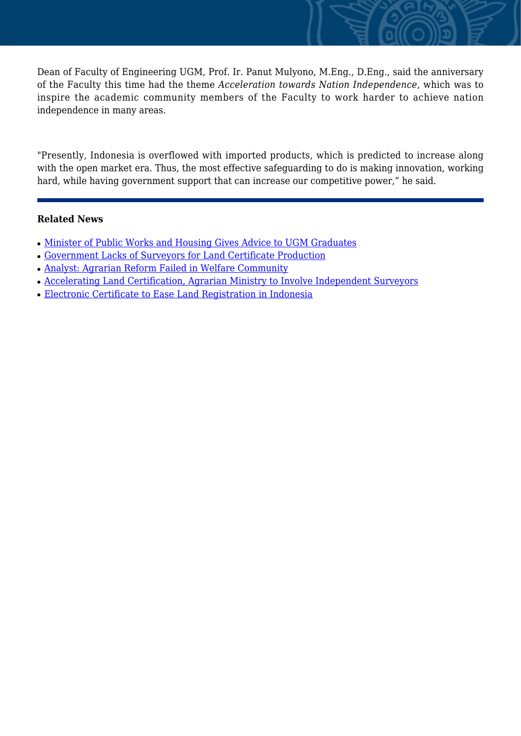Dean of Faculty of Engineering UGM, Prof. Ir. Panut Mulyono, M.Eng., D.Eng., said the anniversary of the Faculty this time had the theme *Acceleration towards Nation Independence*, which was to inspire the academic community members of the Faculty to work harder to achieve nation independence in many areas.

"Presently, Indonesia is overflowed with imported products, which is predicted to increase along with the open market era. Thus, the most effective safeguarding to do is making innovation, working hard, while having government support that can increase our competitive power," he said.

---

**Related News**

- Minister of Public Works and Housing Gives Advice to UGM Graduates
- Government Lacks of Surveyors for Land Certificate Production
- Analyst: Agrarian Reform Failed in Welfare Community
- Accelerating Land Certification, Agrarian Ministry to Involve Independent Surveyors
- Electronic Certificate to Ease Land Registration in Indonesia